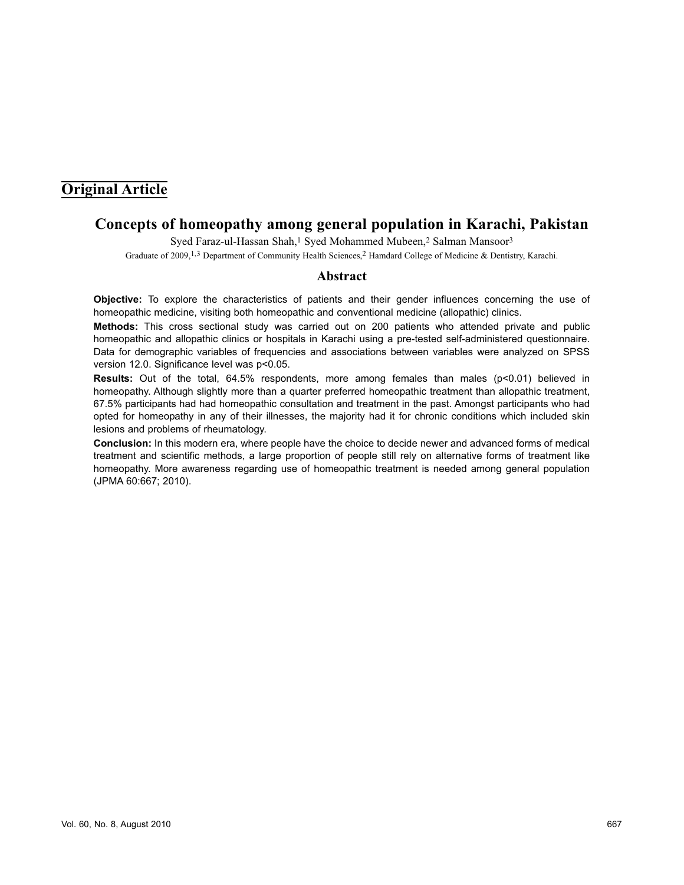**Original Article**

# Concepts of homeopathy among general population in Karachi, Pakistan

Syed Faraz-ul-Hassan Shah,[1] Syed Mohammed Mubeen,[2] Salman Mansoor[3]

Graduate of 2009,[1,3] Department of Community Health Sciences,[2] Hamdard College of Medicine & Dentistry, Karachi.

## Abstract

**Objective:** To explore the characteristics of patients and their gender influences concerning the use of homeopathic medicine, visiting both homeopathic and conventional medicine (allopathic) clinics.

**Methods:** This cross sectional study was carried out on 200 patients who attended private and public homeopathic and allopathic clinics or hospitals in Karachi using a pre-tested self-administered questionnaire. Data for demographic variables of frequencies and associations between variables were analyzed on SPSS version 12.0. Significance level was $p<0.05$.

**Results:** Out of the total, 64.5% respondents, more among females than males ($p<0.01$) believed in homeopathy. Although slightly more than a quarter preferred homeopathic treatment than allopathic treatment, 67.5% participants had had homeopathic consultation and treatment in the past. Amongst participants who had opted for homeopathy in any of their illnesses, the majority had it for chronic conditions which included skin lesions and problems of rheumatology.

**Conclusion:** In this modern era, where people have the choice to decide newer and advanced forms of medical treatment and scientific methods, a large proportion of people still rely on alternative forms of treatment like homeopathy. More awareness regarding use of homeopathic treatment is needed among general population (JPMA 60:667; 2010).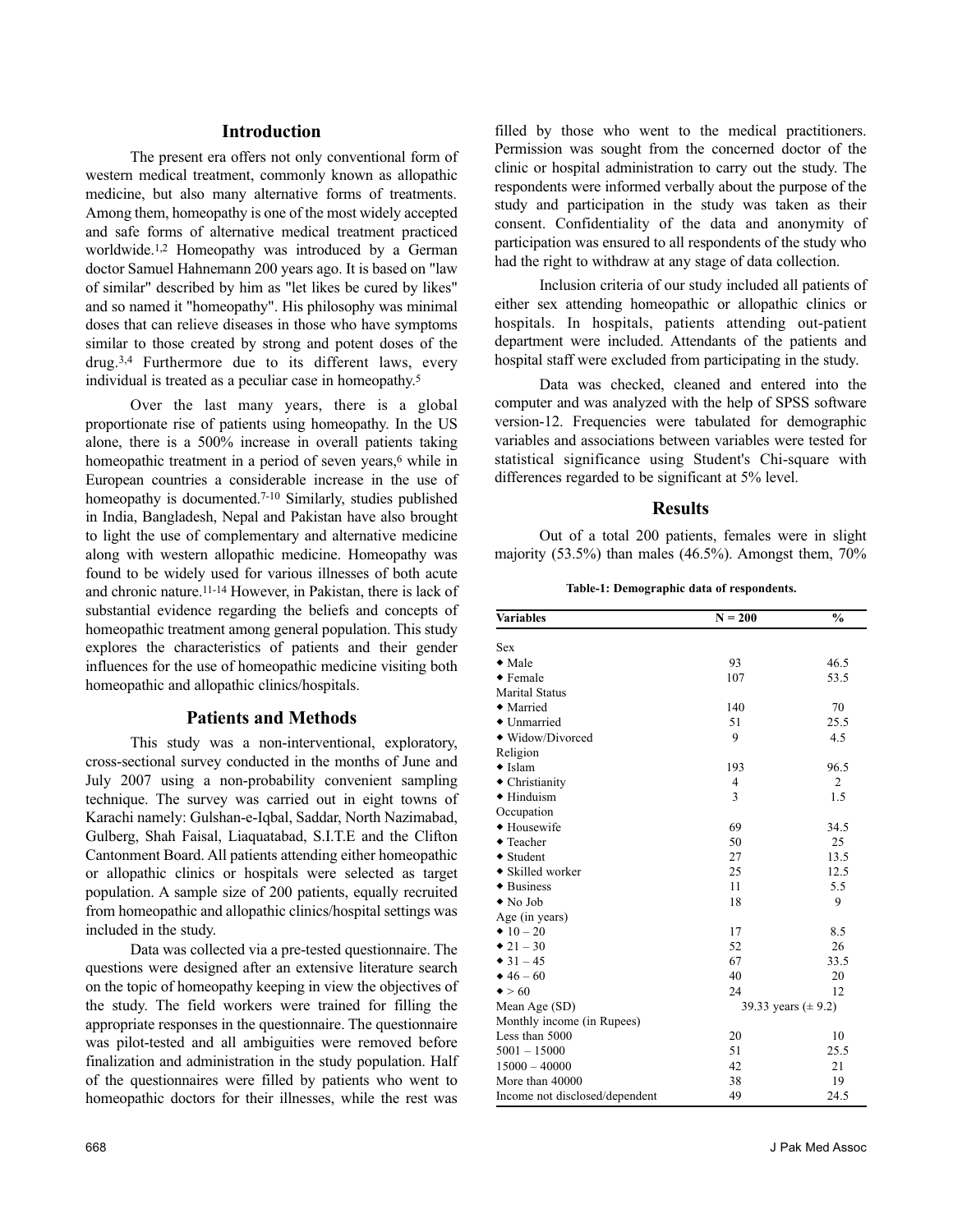## Introduction

The present era offers not only conventional form of western medical treatment, commonly known as allopathic medicine, but also many alternative forms of treatments. Among them, homeopathy is one of the most widely accepted and safe forms of alternative medical treatment practiced worldwide.[1,2] Homeopathy was introduced by a German doctor Samuel Hahnemann 200 years ago. It is based on "law of similar" described by him as "let likes be cured by likes" and so named it "homeopathy". His philosophy was minimal doses that can relieve diseases in those who have symptoms similar to those created by strong and potent doses of the drug.[3,4] Furthermore due to its different laws, every individual is treated as a peculiar case in homeopathy.[5]

Over the last many years, there is a global proportionate rise of patients using homeopathy. In the US alone, there is a 500% increase in overall patients taking homeopathic treatment in a period of seven years,[6] while in European countries a considerable increase in the use of homeopathy is documented.[7-10] Similarly, studies published in India, Bangladesh, Nepal and Pakistan have also brought to light the use of complementary and alternative medicine along with western allopathic medicine. Homeopathy was found to be widely used for various illnesses of both acute and chronic nature.[11-14] However, in Pakistan, there is lack of substantial evidence regarding the beliefs and concepts of homeopathic treatment among general population. This study explores the characteristics of patients and their gender influences for the use of homeopathic medicine visiting both homeopathic and allopathic clinics/hospitals.

## Patients and Methods

This study was a non-interventional, exploratory, cross-sectional survey conducted in the months of June and July 2007 using a non-probability convenient sampling technique. The survey was carried out in eight towns of Karachi namely: Gulshan-e-Iqbal, Saddar, North Nazimabad, Gulberg, Shah Faisal, Liaquatabad, S.I.T.E and the Clifton Cantonment Board. All patients attending either homeopathic or allopathic clinics or hospitals were selected as target population. A sample size of 200 patients, equally recruited from homeopathic and allopathic clinics/hospital settings was included in the study.

Data was collected via a pre-tested questionnaire. The questions were designed after an extensive literature search on the topic of homeopathy keeping in view the objectives of the study. The field workers were trained for filling the appropriate responses in the questionnaire. The questionnaire was pilot-tested and all ambiguities were removed before finalization and administration in the study population. Half of the questionnaires were filled by patients who went to homeopathic doctors for their illnesses, while the rest was filled by those who went to the medical practitioners. Permission was sought from the concerned doctor of the clinic or hospital administration to carry out the study. The respondents were informed verbally about the purpose of the study and participation in the study was taken as their consent. Confidentiality of the data and anonymity of participation was ensured to all respondents of the study who had the right to withdraw at any stage of data collection.

Inclusion criteria of our study included all patients of either sex attending homeopathic or allopathic clinics or hospitals. In hospitals, patients attending out-patient department were included. Attendants of the patients and hospital staff were excluded from participating in the study.

Data was checked, cleaned and entered into the computer and was analyzed with the help of SPSS software version-12. Frequencies were tabulated for demographic variables and associations between variables were tested for statistical significance using Student's Chi-square with differences regarded to be significant at 5% level.

## Results

Out of a total 200 patients, females were in slight majority (53.5%) than males (46.5%). Amongst them, 70%

**Table-1: Demographic data of respondents.**

| Variables | N = 200 | % |
|---|---|---|
| Sex | | |
| ◆ Male | 93 | 46.5 |
| ◆ Female | 107 | 53.5 |
| Marital Status | | |
| ◆ Married | 140 | 70 |
| ◆ Unmarried | 51 | 25.5 |
| ◆ Widow/Divorced | 9 | 4.5 |
| Religion | | |
| ◆ Islam | 193 | 96.5 |
| ◆ Christianity | 4 | 2 |
| ◆ Hinduism | 3 | 1.5 |
| Occupation | | |
| ◆ Housewife | 69 | 34.5 |
| ◆ Teacher | 50 | 25 |
| ◆ Student | 27 | 13.5 |
| ◆ Skilled worker | 25 | 12.5 |
| ◆ Business | 11 | 5.5 |
| ◆ No Job | 18 | 9 |
| Age (in years) | | |
| ◆ 10 – 20 | 17 | 8.5 |
| ◆ 21 – 30 | 52 | 26 |
| ◆ 31 – 45 | 67 | 33.5 |
| ◆ 46 – 60 | 40 | 20 |
| ◆ > 60 | 24 | 12 |
| Mean Age (SD) | 39.33 years (± 9.2) | |
| Monthly income (in Rupees) | | |
| Less than 5000 | 20 | 10 |
| 5001 – 15000 | 51 | 25.5 |
| 15000 – 40000 | 42 | 21 |
| More than 40000 | 38 | 19 |
| Income not disclosed/dependent | 49 | 24.5 |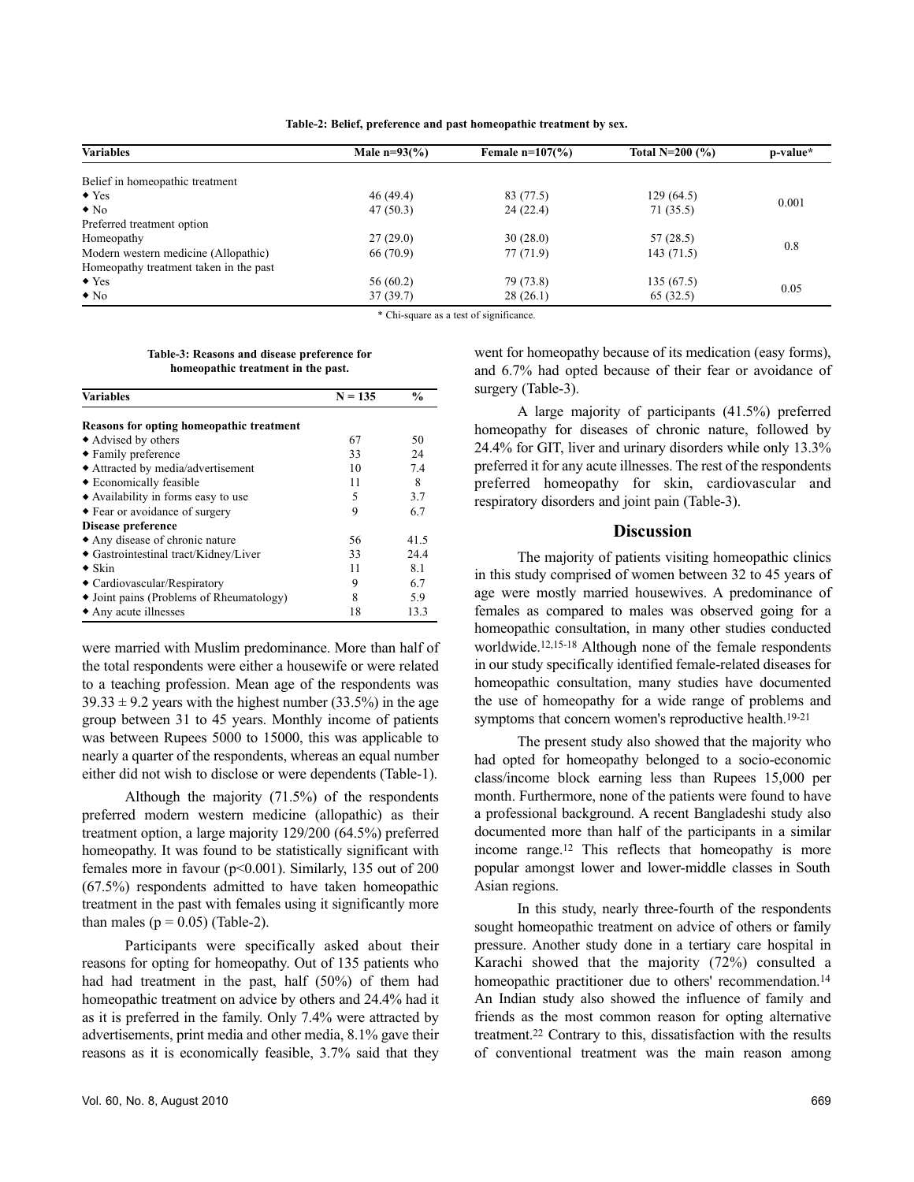**Table-2: Belief, preference and past homeopathic treatment by sex.**

| Variables | Male n=93(%) | Female n=107(%) | Total N=200 (%) | p-value* |
|---|---|---|---|---|
| Belief in homeopathic treatment | | | | |
| ◆ Yes | 46 (49.4) | 83 (77.5) | 129 (64.5) | 0.001 |
| ◆ No | 47 (50.3) | 24 (22.4) | 71 (35.5) | |
| Preferred treatment option | | | | |
| Homeopathy | 27 (29.0) | 30 (28.0) | 57 (28.5) | 0.8 |
| Modern western medicine (Allopathic) | 66 (70.9) | 77 (71.9) | 143 (71.5) | |
| Homeopathy treatment taken in the past | | | | |
| ◆ Yes | 56 (60.2) | 79 (73.8) | 135 (67.5) | 0.05 |
| ◆ No | 37 (39.7) | 28 (26.1) | 65 (32.5) | |

\* Chi-square as a test of significance.

**Table-3: Reasons and disease preference for homeopathic treatment in the past.**

| Variables | N = 135 | % |
|---|---|---|
| **Reasons for opting homeopathic treatment** | | |
| ◆ Advised by others | 67 | 50 |
| ◆ Family preference | 33 | 24 |
| ◆ Attracted by media/advertisement | 10 | 7.4 |
| ◆ Economically feasible | 11 | 8 |
| ◆ Availability in forms easy to use | 5 | 3.7 |
| ◆ Fear or avoidance of surgery | 9 | 6.7 |
| **Disease preference** | | |
| ◆ Any disease of chronic nature | 56 | 41.5 |
| ◆ Gastrointestinal tract/Kidney/Liver | 33 | 24.4 |
| ◆ Skin | 11 | 8.1 |
| ◆ Cardiovascular/Respiratory | 9 | 6.7 |
| ◆ Joint pains (Problems of Rheumatology) | 8 | 5.9 |
| ◆ Any acute illnesses | 18 | 13.3 |

were married with Muslim predominance. More than half of the total respondents were either a housewife or were related to a teaching profession. Mean age of the respondents was $39.33 \pm 9.2$ years with the highest number (33.5%) in the age group between 31 to 45 years. Monthly income of patients was between Rupees 5000 to 15000, this was applicable to nearly a quarter of the respondents, whereas an equal number either did not wish to disclose or were dependents (Table-1).

Although the majority (71.5%) of the respondents preferred modern western medicine (allopathic) as their treatment option, a large majority 129/200 (64.5%) preferred homeopathy. It was found to be statistically significant with females more in favour ($p<0.001$). Similarly, 135 out of 200 (67.5%) respondents admitted to have taken homeopathic treatment in the past with females using it significantly more than males ($p = 0.05$) (Table-2).

Participants were specifically asked about their reasons for opting for homeopathy. Out of 135 patients who had had treatment in the past, half (50%) of them had homeopathic treatment on advice by others and 24.4% had it as it is preferred in the family. Only 7.4% were attracted by advertisements, print media and other media, 8.1% gave their reasons as it is economically feasible, 3.7% said that they went for homeopathy because of its medication (easy forms), and 6.7% had opted because of their fear or avoidance of surgery (Table-3).

A large majority of participants (41.5%) preferred homeopathy for diseases of chronic nature, followed by 24.4% for GIT, liver and urinary disorders while only 13.3% preferred it for any acute illnesses. The rest of the respondents preferred homeopathy for skin, cardiovascular and respiratory disorders and joint pain (Table-3).

## Discussion

The majority of patients visiting homeopathic clinics in this study comprised of women between 32 to 45 years of age were mostly married housewives. A predominance of females as compared to males was observed going for a homeopathic consultation, in many other studies conducted worldwide.[12,15-18] Although none of the female respondents in our study specifically identified female-related diseases for homeopathic consultation, many studies have documented the use of homeopathy for a wide range of problems and symptoms that concern women's reproductive health.[19-21]

The present study also showed that the majority who had opted for homeopathy belonged to a socio-economic class/income block earning less than Rupees 15,000 per month. Furthermore, none of the patients were found to have a professional background. A recent Bangladeshi study also documented more than half of the participants in a similar income range.[12] This reflects that homeopathy is more popular amongst lower and lower-middle classes in South Asian regions.

In this study, nearly three-fourth of the respondents sought homeopathic treatment on advice of others or family pressure. Another study done in a tertiary care hospital in Karachi showed that the majority (72%) consulted a homeopathic practitioner due to others' recommendation.[14] An Indian study also showed the influence of family and friends as the most common reason for opting alternative treatment.[22] Contrary to this, dissatisfaction with the results of conventional treatment was the main reason among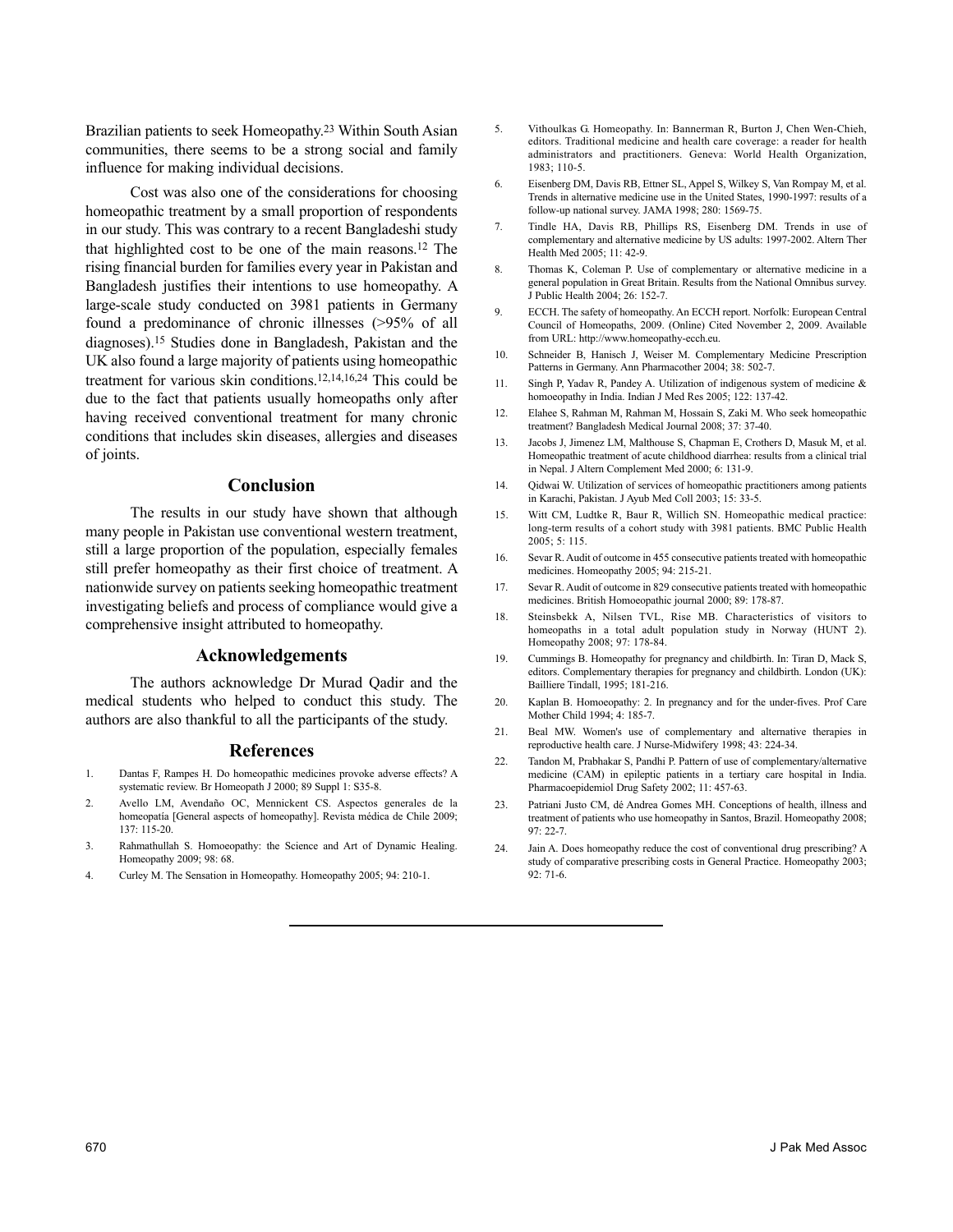Brazilian patients to seek Homeopathy.[23] Within South Asian communities, there seems to be a strong social and family influence for making individual decisions.

Cost was also one of the considerations for choosing homeopathic treatment by a small proportion of respondents in our study. This was contrary to a recent Bangladeshi study that highlighted cost to be one of the main reasons.[12] The rising financial burden for families every year in Pakistan and Bangladesh justifies their intentions to use homeopathy. A large-scale study conducted on 3981 patients in Germany found a predominance of chronic illnesses (>95% of all diagnoses).[15] Studies done in Bangladesh, Pakistan and the UK also found a large majority of patients using homeopathic treatment for various skin conditions.[12,14,16,24] This could be due to the fact that patients usually homeopaths only after having received conventional treatment for many chronic conditions that includes skin diseases, allergies and diseases of joints.

## Conclusion

The results in our study have shown that although many people in Pakistan use conventional western treatment, still a large proportion of the population, especially females still prefer homeopathy as their first choice of treatment. A nationwide survey on patients seeking homeopathic treatment investigating beliefs and process of compliance would give a comprehensive insight attributed to homeopathy.

## Acknowledgements

The authors acknowledge Dr Murad Qadir and the medical students who helped to conduct this study. The authors are also thankful to all the participants of the study.

## References

1. Dantas F, Rampes H. Do homeopathic medicines provoke adverse effects? A systematic review. Br Homeopath J 2000; 89 Suppl 1: S35-8.
2. Avello LM, Avendaño OC, Mennickent CS. Aspectos generales de la homeopatía [General aspects of homeopathy]. Revista médica de Chile 2009; 137: 115-20.
3. Rahmathullah S. Homoeopathy: the Science and Art of Dynamic Healing. Homeopathy 2009; 98: 68.
4. Curley M. The Sensation in Homeopathy. Homeopathy 2005; 94: 210-1.
5. Vithoulkas G. Homeopathy. In: Bannerman R, Burton J, Chen Wen-Chieh, editors. Traditional medicine and health care coverage: a reader for health administrators and practitioners. Geneva: World Health Organization, 1983; 110-5.
6. Eisenberg DM, Davis RB, Ettner SL, Appel S, Wilkey S, Van Rompay M, et al. Trends in alternative medicine use in the United States, 1990-1997: results of a follow-up national survey. JAMA 1998; 280: 1569-75.
7. Tindle HA, Davis RB, Phillips RS, Eisenberg DM. Trends in use of complementary and alternative medicine by US adults: 1997-2002. Altern Ther Health Med 2005; 11: 42-9.
8. Thomas K, Coleman P. Use of complementary or alternative medicine in a general population in Great Britain. Results from the National Omnibus survey. J Public Health 2004; 26: 152-7.
9. ECCH. The safety of homeopathy. An ECCH report. Norfolk: European Central Council of Homeopaths, 2009. (Online) Cited November 2, 2009. Available from URL: http://www.homeopathy-ecch.eu.
10. Schneider B, Hanisch J, Weiser M. Complementary Medicine Prescription Patterns in Germany. Ann Pharmacother 2004; 38: 502-7.
11. Singh P, Yadav R, Pandey A. Utilization of indigenous system of medicine & homoeopathy in India. Indian J Med Res 2005; 122: 137-42.
12. Elahee S, Rahman M, Rahman M, Hossain S, Zaki M. Who seek homeopathic treatment? Bangladesh Medical Journal 2008; 37: 37-40.
13. Jacobs J, Jimenez LM, Malthouse S, Chapman E, Crothers D, Masuk M, et al. Homeopathic treatment of acute childhood diarrhea: results from a clinical trial in Nepal. J Altern Complement Med 2000; 6: 131-9.
14. Qidwai W. Utilization of services of homeopathic practitioners among patients in Karachi, Pakistan. J Ayub Med Coll 2003; 15: 33-5.
15. Witt CM, Ludtke R, Baur R, Willich SN. Homeopathic medical practice: long-term results of a cohort study with 3981 patients. BMC Public Health 2005; 5: 115.
16. Sevar R. Audit of outcome in 455 consecutive patients treated with homeopathic medicines. Homeopathy 2005; 94: 215-21.
17. Sevar R. Audit of outcome in 829 consecutive patients treated with homeopathic medicines. British Homoeopathic journal 2000; 89: 178-87.
18. Steinsbekk A, Nilsen TVL, Rise MB. Characteristics of visitors to homeopaths in a total adult population study in Norway (HUNT 2). Homeopathy 2008; 97: 178-84.
19. Cummings B. Homeopathy for pregnancy and childbirth. In: Tiran D, Mack S, editors. Complementary therapies for pregnancy and childbirth. London (UK): Bailliere Tindall, 1995; 181-216.
20. Kaplan B. Homoeopathy: 2. In pregnancy and for the under-fives. Prof Care Mother Child 1994; 4: 185-7.
21. Beal MW. Women's use of complementary and alternative therapies in reproductive health care. J Nurse-Midwifery 1998; 43: 224-34.
22. Tandon M, Prabhakar S, Pandhi P. Pattern of use of complementary/alternative medicine (CAM) in epileptic patients in a tertiary care hospital in India. Pharmacoepidemiol Drug Safety 2002; 11: 457-63.
23. Patriani Justo CM, dé Andrea Gomes MH. Conceptions of health, illness and treatment of patients who use homeopathy in Santos, Brazil. Homeopathy 2008; 97: 22-7.
24. Jain A. Does homeopathy reduce the cost of conventional drug prescribing? A study of comparative prescribing costs in General Practice. Homeopathy 2003; 92: 71-6.